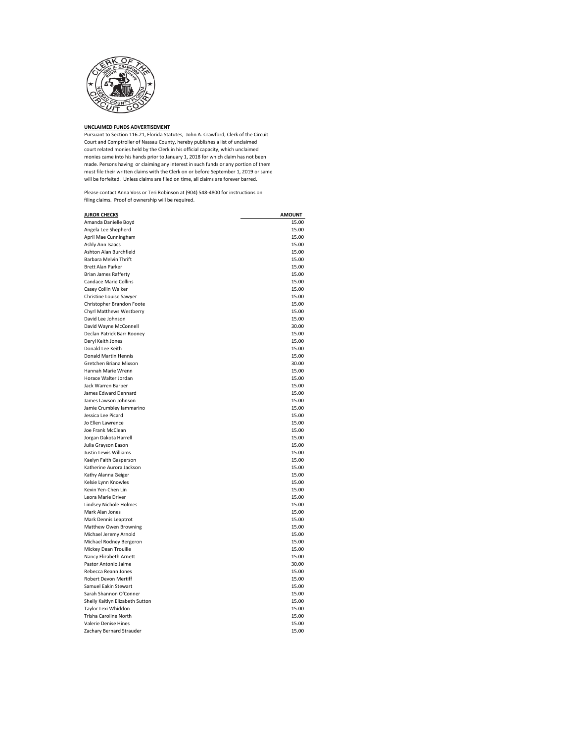**UNCLAIMED FUNDS ADVERTISEMENT**

Pursuant to Section 116.21, Florida Statutes, John A. Crawford, Clerk of the Circuit Court and Comptroller of Nassau County, hereby publishes a list of unclaimed court related monies held by the Clerk in his official capacity, which unclaimed monies came into his hands prior to January 1, 2018 for which claim has not been made. Persons having or claiming any interest in such funds or any portion of them must file their written claims with the Clerk on or before September 1, 2019 or same will be forfeited. Unless claims are filed on time, all claims are forever barred.

Please contact Anna Voss or Teri Robinson at (904) 548-4800 for instructions on filing claims. Proof of ownership will be required.

| JUROR CHECKS | AMOUNT |
|---|---|
| Amanda Danielle Boyd | 15.00 |
| Angela Lee Shepherd | 15.00 |
| April Mae Cunningham | 15.00 |
| Ashly Ann Isaacs | 15.00 |
| Ashton Alan Burchfield | 15.00 |
| Barbara Melvin Thrift | 15.00 |
| Brett Alan Parker | 15.00 |
| Brian James Rafferty | 15.00 |
| Candace Marie Collins | 15.00 |
| Casey Collin Walker | 15.00 |
| Christine Louise Sawyer | 15.00 |
| Christopher Brandon Foote | 15.00 |
| Chyrl Matthews Westberry | 15.00 |
| David Lee Johnson | 15.00 |
| David Wayne McConnell | 30.00 |
| Declan Patrick Barr Rooney | 15.00 |
| Deryl Keith Jones | 15.00 |
| Donald Lee Keith | 15.00 |
| Donald Martin Hennis | 15.00 |
| Gretchen Briana Mixson | 30.00 |
| Hannah Marie Wrenn | 15.00 |
| Horace Walter Jordan | 15.00 |
| Jack Warren Barber | 15.00 |
| James Edward Dennard | 15.00 |
| James Lawson Johnson | 15.00 |
| Jamie Crumbley Iammarino | 15.00 |
| Jessica Lee Picard | 15.00 |
| Jo Ellen Lawrence | 15.00 |
| Joe Frank McClean | 15.00 |
| Jorgan Dakota Harrell | 15.00 |
| Julia Grayson Eason | 15.00 |
| Justin Lewis Williams | 15.00 |
| Kaelyn Faith Gasperson | 15.00 |
| Katherine Aurora Jackson | 15.00 |
| Kathy Alanna Geiger | 15.00 |
| Kelsie Lynn Knowles | 15.00 |
| Kevin Yen-Chen Lin | 15.00 |
| Leora Marie Driver | 15.00 |
| Lindsey Nichole Holmes | 15.00 |
| Mark Alan Jones | 15.00 |
| Mark Dennis Leaptrot | 15.00 |
| Matthew Owen Browning | 15.00 |
| Michael Jeremy Arnold | 15.00 |
| Michael Rodney Bergeron | 15.00 |
| Mickey Dean Trouille | 15.00 |
| Nancy Elizabeth Arnett | 15.00 |
| Pastor Antonio Jaime | 30.00 |
| Rebecca Reann Jones | 15.00 |
| Robert Devon Mertiff | 15.00 |
| Samuel Eakin Stewart | 15.00 |
| Sarah Shannon O'Conner | 15.00 |
| Shelly Kaitlyn Elizabeth Sutton | 15.00 |
| Taylor Lexi Whiddon | 15.00 |
| Trisha Caroline North | 15.00 |
| Valerie Denise Hines | 15.00 |
| Zachary Bernard Strauder | 15.00 |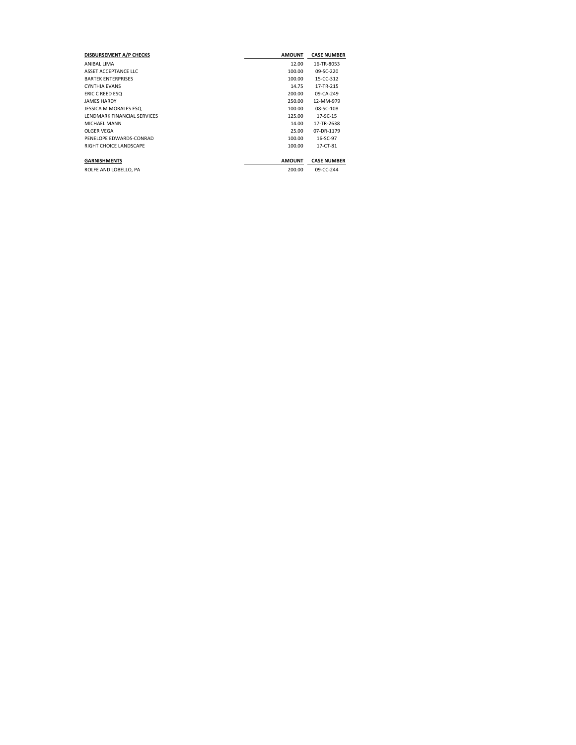| DISBURSEMENT A/P CHECKS | AMOUNT | CASE NUMBER |
|---|---|---|
| ANIBAL LIMA | 12.00 | 16-TR-8053 |
| ASSET ACCEPTANCE LLC | 100.00 | 09-SC-220 |
| BARTEK ENTERPRISES | 100.00 | 15-CC-312 |
| CYNTHIA EVANS | 14.75 | 17-TR-215 |
| ERIC C REED ESQ | 200.00 | 09-CA-249 |
| JAMES HARDY | 250.00 | 12-MM-979 |
| JESSICA M MORALES ESQ | 100.00 | 08-SC-108 |
| LENDMARK FINANCIAL SERVICES | 125.00 | 17-SC-15 |
| MICHAEL MANN | 14.00 | 17-TR-2638 |
| OLGER VEGA | 25.00 | 07-DR-1179 |
| PENELOPE EDWARDS-CONRAD | 100.00 | 16-SC-97 |
| RIGHT CHOICE LANDSCAPE | 100.00 | 17-CT-81 |

| GARNISHMENTS | AMOUNT | CASE NUMBER |
|---|---|---|
| ROLFE AND LOBELLO, PA | 200.00 | 09-CC-244 |